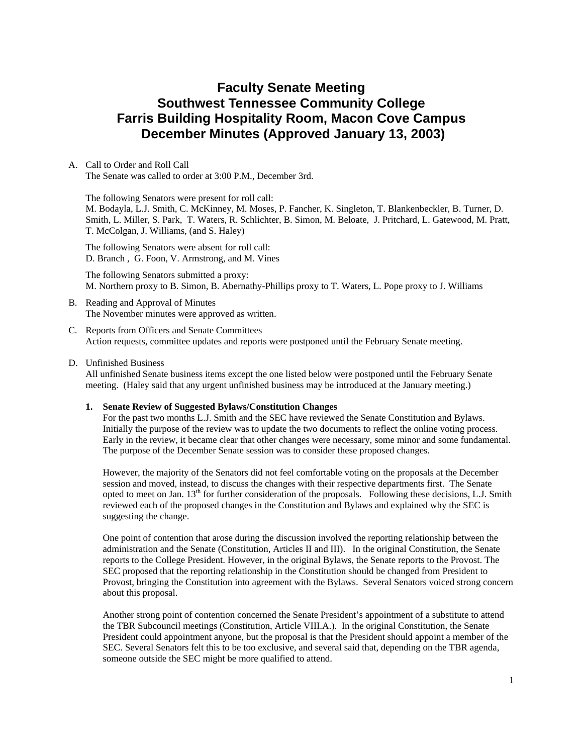# Faculty Senate Meeting
# Southwest Tennessee Community College
# Farris Building Hospitality Room, Macon Cove Campus
# December Minutes (Approved January 13, 2003)

A. Call to Order and Roll Call
The Senate was called to order at 3:00 P.M., December 3rd.

The following Senators were present for roll call:
M. Bodayla, L.J. Smith, C. McKinney, M. Moses, P. Fancher, K. Singleton, T. Blankenbeckler, B. Turner, D. Smith, L. Miller, S. Park, T. Waters, R. Schlichter, B. Simon, M. Beloate, J. Pritchard, L. Gatewood, M. Pratt, T. McColgan, J. Williams, (and S. Haley)

The following Senators were absent for roll call:
D. Branch , G. Foon, V. Armstrong, and M. Vines

The following Senators submitted a proxy:
M. Northern proxy to B. Simon, B. Abernathy-Phillips proxy to T. Waters, L. Pope proxy to J. Williams

B. Reading and Approval of Minutes
The November minutes were approved as written.

C. Reports from Officers and Senate Committees
Action requests, committee updates and reports were postponed until the February Senate meeting.

D. Unfinished Business
All unfinished Senate business items except the one listed below were postponed until the February Senate meeting. (Haley said that any urgent unfinished business may be introduced at the January meeting.)

**1. Senate Review of Suggested Bylaws/Constitution Changes**

For the past two months L.J. Smith and the SEC have reviewed the Senate Constitution and Bylaws. Initially the purpose of the review was to update the two documents to reflect the online voting process. Early in the review, it became clear that other changes were necessary, some minor and some fundamental. The purpose of the December Senate session was to consider these proposed changes.

However, the majority of the Senators did not feel comfortable voting on the proposals at the December session and moved, instead, to discuss the changes with their respective departments first. The Senate opted to meet on Jan. 13th for further consideration of the proposals. Following these decisions, L.J. Smith reviewed each of the proposed changes in the Constitution and Bylaws and explained why the SEC is suggesting the change.

One point of contention that arose during the discussion involved the reporting relationship between the administration and the Senate (Constitution, Articles II and III). In the original Constitution, the Senate reports to the College President. However, in the original Bylaws, the Senate reports to the Provost. The SEC proposed that the reporting relationship in the Constitution should be changed from President to Provost, bringing the Constitution into agreement with the Bylaws. Several Senators voiced strong concern about this proposal.

Another strong point of contention concerned the Senate President's appointment of a substitute to attend the TBR Subcouncil meetings (Constitution, Article VIII.A.). In the original Constitution, the Senate President could appointment anyone, but the proposal is that the President should appoint a member of the SEC. Several Senators felt this to be too exclusive, and several said that, depending on the TBR agenda, someone outside the SEC might be more qualified to attend.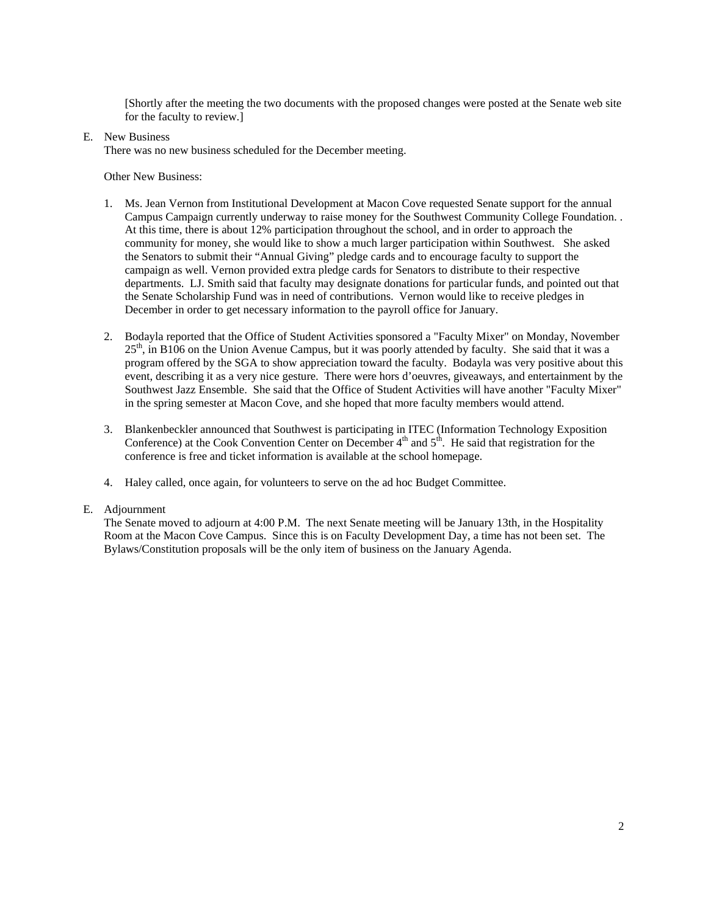[Shortly after the meeting the two documents with the proposed changes were posted at the Senate web site for the faculty to review.]

E. New Business

There was no new business scheduled for the December meeting.

Other New Business:

1. Ms. Jean Vernon from Institutional Development at Macon Cove requested Senate support for the annual Campus Campaign currently underway to raise money for the Southwest Community College Foundation. . At this time, there is about 12% participation throughout the school, and in order to approach the community for money, she would like to show a much larger participation within Southwest. She asked the Senators to submit their "Annual Giving" pledge cards and to encourage faculty to support the campaign as well. Vernon provided extra pledge cards for Senators to distribute to their respective departments. LJ. Smith said that faculty may designate donations for particular funds, and pointed out that the Senate Scholarship Fund was in need of contributions. Vernon would like to receive pledges in December in order to get necessary information to the payroll office for January.

2. Bodayla reported that the Office of Student Activities sponsored a "Faculty Mixer" on Monday, November 25th, in B106 on the Union Avenue Campus, but it was poorly attended by faculty. She said that it was a program offered by the SGA to show appreciation toward the faculty. Bodayla was very positive about this event, describing it as a very nice gesture. There were hors d'oeuvres, giveaways, and entertainment by the Southwest Jazz Ensemble. She said that the Office of Student Activities will have another "Faculty Mixer" in the spring semester at Macon Cove, and she hoped that more faculty members would attend.

3. Blankenbeckler announced that Southwest is participating in ITEC (Information Technology Exposition Conference) at the Cook Convention Center on December 4th and 5th. He said that registration for the conference is free and ticket information is available at the school homepage.

4. Haley called, once again, for volunteers to serve on the ad hoc Budget Committee.

E. Adjournment

The Senate moved to adjourn at 4:00 P.M. The next Senate meeting will be January 13th, in the Hospitality Room at the Macon Cove Campus. Since this is on Faculty Development Day, a time has not been set. The Bylaws/Constitution proposals will be the only item of business on the January Agenda.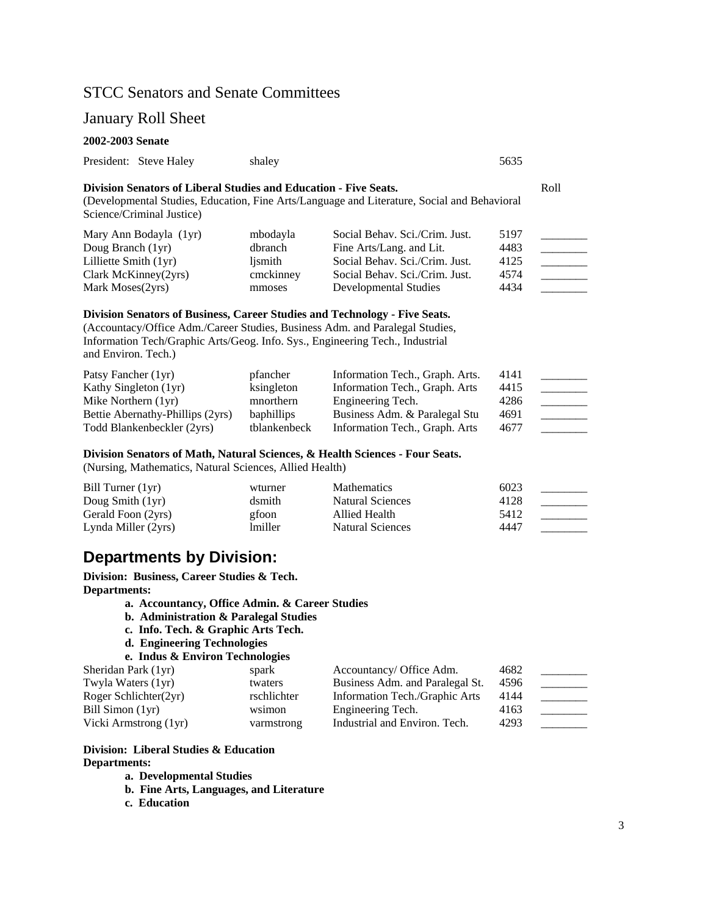## STCC Senators and Senate Committees

## January Roll Sheet

**2002-2003 Senate**

President: Steve Haley shaley 5635

**Division Senators of Liberal Studies and Education - Five Seats.**
(Developmental Studies, Education, Fine Arts/Language and Literature, Social and Behavioral Science/Criminal Justice)

| | | | | Roll |
|---|---|---|---|---|
| Mary Ann Bodayla (1yr) | mbodayla | Social Behav. Sci./Crim. Just. | 5197 | ________ |
| Doug Branch (1yr) | dbranch | Fine Arts/Lang. and Lit. | 4483 | ________ |
| Lilliette Smith (1yr) | ljsmith | Social Behav. Sci./Crim. Just. | 4125 | ________ |
| Clark McKinney(2yrs) | cmckinney | Social Behav. Sci./Crim. Just. | 4574 | ________ |
| Mark Moses(2yrs) | mmoses | Developmental Studies | 4434 | ________ |

**Division Senators of Business, Career Studies and Technology - Five Seats.**
(Accountacy/Office Adm./Career Studies, Business Adm. and Paralegal Studies, Information Tech/Graphic Arts/Geog. Info. Sys., Engineering Tech., Industrial and Environ. Tech.)

| | | | | |
|---|---|---|---|---|
| Patsy Fancher (1yr) | pfancher | Information Tech., Graph. Arts. | 4141 | ________ |
| Kathy Singleton (1yr) | ksingleton | Information Tech., Graph. Arts | 4415 | ________ |
| Mike Northern (1yr) | mnorthern | Engineering Tech. | 4286 | ________ |
| Bettie Abernathy-Phillips (2yrs) | baphillips | Business Adm. & Paralegal Stu | 4691 | ________ |
| Todd Blankenbeckler (2yrs) | tblankenbeck | Information Tech., Graph. Arts | 4677 | ________ |

**Division Senators of Math, Natural Sciences, & Health Sciences - Four Seats.**
(Nursing, Mathematics, Natural Sciences, Allied Health)

| | | | | |
|---|---|---|---|---|
| Bill Turner (1yr) | wturner | Mathematics | 6023 | ________ |
| Doug Smith (1yr) | dsmith | Natural Sciences | 4128 | ________ |
| Gerald Foon (2yrs) | gfoon | Allied Health | 5412 | ________ |
| Lynda Miller (2yrs) | lmiller | Natural Sciences | 4447 | ________ |

## Departments by Division:

**Division: Business, Career Studies & Tech.**
**Departments:**

- **a. Accountancy, Office Admin. & Career Studies**
- **b. Administration & Paralegal Studies**
- **c. Info. Tech. & Graphic Arts Tech.**
- **d. Engineering Technologies**
- **e. Indus & Environ Technologies**

| | | | | |
|---|---|---|---|---|
| Sheridan Park (1yr) | spark | Accountancy/ Office Adm. | 4682 | ________ |
| Twyla Waters (1yr) | twaters | Business Adm. and Paralegal St. | 4596 | ________ |
| Roger Schlichter(2yr) | rschlichter | Information Tech./Graphic Arts | 4144 | ________ |
| Bill Simon (1yr) | wsimon | Engineering Tech. | 4163 | ________ |
| Vicki Armstrong (1yr) | varmstrong | Industrial and Environ. Tech. | 4293 | ________ |

**Division: Liberal Studies & Education**
**Departments:**

- **a. Developmental Studies**
- **b. Fine Arts, Languages, and Literature**
- **c. Education**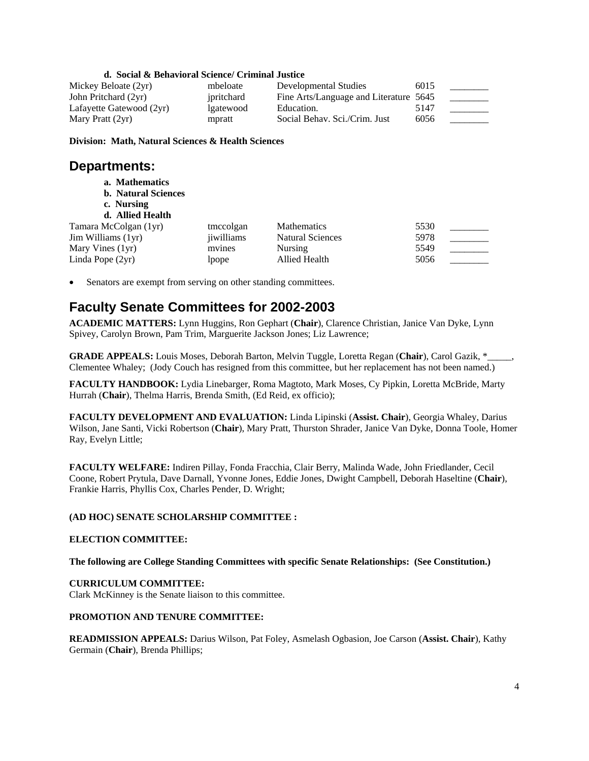**d. Social & Behavioral Science/ Criminal Justice**

| | | | | |
|---|---|---|---|---|
| Mickey Beloate (2yr) | mbeloate | Developmental Studies | 6015 | ________ |
| John Pritchard (2yr) | jpritchard | Fine Arts/Language and Literature | 5645 | ________ |
| Lafayette Gatewood (2yr) | lgatewood | Education. | 5147 | ________ |
| Mary Pratt (2yr) | mpratt | Social Behav. Sci./Crim. Just | 6056 | ________ |

**Division: Math, Natural Sciences & Health Sciences**

## Departments:

**a. Mathematics**
**b. Natural Sciences**
**c. Nursing**
**d. Allied Health**

| | | | | |
|---|---|---|---|---|
| Tamara McColgan (1yr) | tmccolgan | Mathematics | 5530 | ________ |
| Jim Williams (1yr) | jiwilliams | Natural Sciences | 5978 | ________ |
| Mary Vines (1yr) | mvines | Nursing | 5549 | ________ |
| Linda Pope (2yr) | lpope | Allied Health | 5056 | ________ |

- Senators are exempt from serving on other standing committees.

## Faculty Senate Committees for 2002-2003

**ACADEMIC MATTERS:** Lynn Huggins, Ron Gephart (**Chair**), Clarence Christian, Janice Van Dyke, Lynn Spivey, Carolyn Brown, Pam Trim, Marguerite Jackson Jones; Liz Lawrence;

**GRADE APPEALS:** Louis Moses, Deborah Barton, Melvin Tuggle, Loretta Regan (**Chair**), Carol Gazik, *_____, Clementee Whaley; (Jody Couch has resigned from this committee, but her replacement has not been named.)

**FACULTY HANDBOOK:** Lydia Linebarger, Roma Magtoto, Mark Moses, Cy Pipkin, Loretta McBride, Marty Hurrah (**Chair**), Thelma Harris, Brenda Smith, (Ed Reid, ex officio);

**FACULTY DEVELOPMENT AND EVALUATION:** Linda Lipinski (**Assist. Chair**), Georgia Whaley, Darius Wilson, Jane Santi, Vicki Robertson (**Chair**), Mary Pratt, Thurston Shrader, Janice Van Dyke, Donna Toole, Homer Ray, Evelyn Little;

**FACULTY WELFARE:** Indiren Pillay, Fonda Fracchia, Clair Berry, Malinda Wade, John Friedlander, Cecil Coone, Robert Prytula, Dave Darnall, Yvonne Jones, Eddie Jones, Dwight Campbell, Deborah Haseltine (**Chair**), Frankie Harris, Phyllis Cox, Charles Pender, D. Wright;

**(AD HOC) SENATE SCHOLARSHIP COMMITTEE :**

**ELECTION COMMITTEE:**

**The following are College Standing Committees with specific Senate Relationships: (See Constitution.)**

**CURRICULUM COMMITTEE:**
Clark McKinney is the Senate liaison to this committee.

**PROMOTION AND TENURE COMMITTEE:**

**READMISSION APPEALS:** Darius Wilson, Pat Foley, Asmelash Ogbasion, Joe Carson (**Assist. Chair**), Kathy Germain (**Chair**), Brenda Phillips;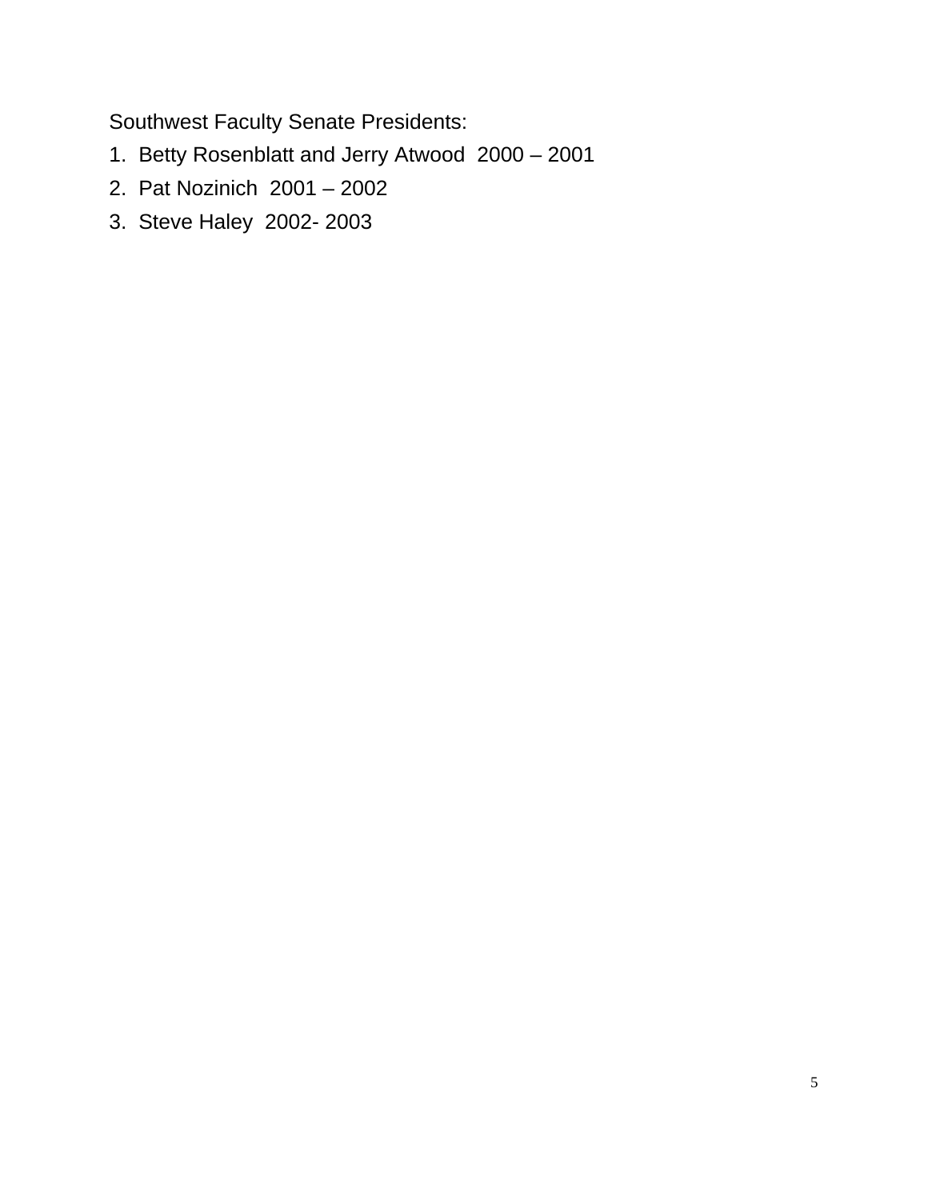Southwest Faculty Senate Presidents:

1. Betty Rosenblatt and Jerry Atwood 2000 – 2001
2. Pat Nozinich 2001 – 2002
3. Steve Haley 2002- 2003